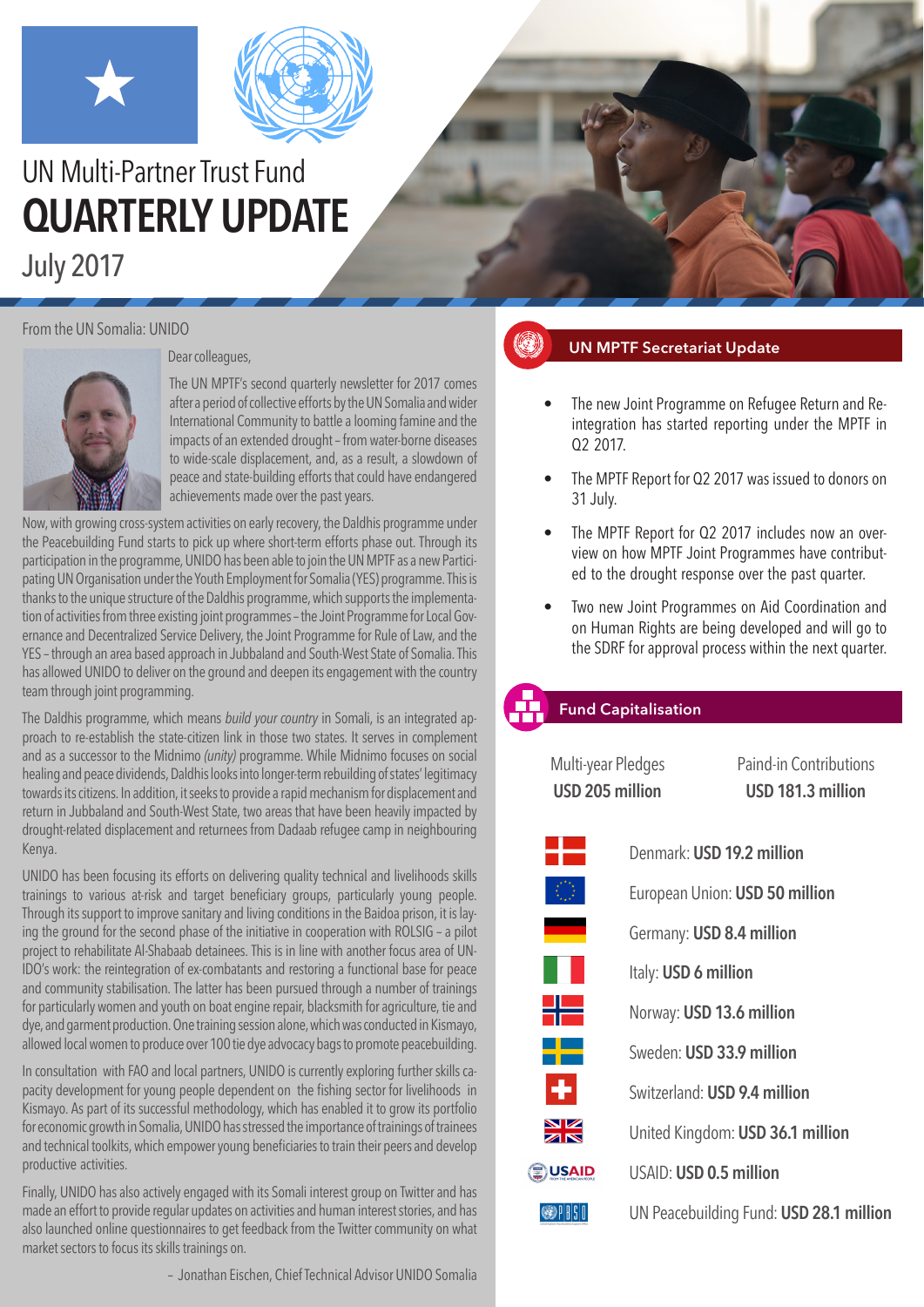UN Multi-Partner Trust Fund

# QUARTERLY UPDATE

July 2017

From the UN Somalia: UNIDO

Dear colleagues,

The UN MPTF's second quarterly newsletter for 2017 comes after a period of collective efforts by the UN Somalia and wider International Community to battle a looming famine and the impacts of an extended drought – from water-borne diseases to wide-scale displacement, and, as a result, a slowdown of peace and state-building efforts that could have endangered achievements made over the past years.

Now, with growing cross-system activities on early recovery, the Daldhis programme under the Peacebuilding Fund starts to pick up where short-term efforts phase out. Through its participation in the programme, UNIDO has been able to join the UN MPTF as a new Participating UN Organisation under the Youth Employment for Somalia (YES) programme. This is thanks to the unique structure of the Daldhis programme, which supports the implementation of activities from three existing joint programmes – the Joint Programme for Local Governance and Decentralized Service Delivery, the Joint Programme for Rule of Law, and the YES – through an area based approach in Jubbaland and South-West State of Somalia. This has allowed UNIDO to deliver on the ground and deepen its engagement with the country team through joint programming.

The Daldhis programme, which means *build your country* in Somali, is an integrated approach to re-establish the state-citizen link in those two states. It serves in complement and as a successor to the Midnimo *(unity)* programme. While Midnimo focuses on social healing and peace dividends, Daldhis looks into longer-term rebuilding of states' legitimacy towards its citizens. In addition, it seeks to provide a rapid mechanism for displacement and return in Jubbaland and South-West State, two areas that have been heavily impacted by drought-related displacement and returnees from Dadaab refugee camp in neighbouring Kenya.

UNIDO has been focusing its efforts on delivering quality technical and livelihoods skills trainings to various at-risk and target beneficiary groups, particularly young people. Through its support to improve sanitary and living conditions in the Baidoa prison, it is laying the ground for the second phase of the initiative in cooperation with ROLSIG – a pilot project to rehabilitate Al-Shabaab detainees. This is in line with another focus area of UNIDO's work: the reintegration of ex-combatants and restoring a functional base for peace and community stabilisation. The latter has been pursued through a number of trainings for particularly women and youth on boat engine repair, blacksmith for agriculture, tie and dye, and garment production. One training session alone, which was conducted in Kismayo, allowed local women to produce over 100 tie dye advocacy bags to promote peacebuilding.

In consultation with FAO and local partners, UNIDO is currently exploring further skills capacity development for young people dependent on the fishing sector for livelihoods in Kismayo. As part of its successful methodology, which has enabled it to grow its portfolio for economic growth in Somalia, UNIDO has stressed the importance of trainings of trainees and technical toolkits, which empower young beneficiaries to train their peers and develop productive activities.

Finally, UNIDO has also actively engaged with its Somali interest group on Twitter and has made an effort to provide regular updates on activities and human interest stories, and has also launched online questionnaires to get feedback from the Twitter community on what market sectors to focus its skills trainings on.

– Jonathan Eischen, Chief Technical Advisor UNIDO Somalia

## UN MPTF Secretariat Update

- The new Joint Programme on Refugee Return and Reintegration has started reporting under the MPTF in Q2 2017.
- The MPTF Report for Q2 2017 was issued to donors on 31 July.
- The MPTF Report for Q2 2017 includes now an overview on how MPTF Joint Programmes have contributed to the drought response over the past quarter.
- Two new Joint Programmes on Aid Coordination and on Human Rights are being developed and will go to the SDRF for approval process within the next quarter.

## Fund Capitalisation

| Multi-year Pledges | Paind-in Contributions |
|---|---|
| **USD 205 million** | **USD 181.3 million** |

- Denmark: **USD 19.2 million**
- European Union: **USD 50 million**
- Germany: **USD 8.4 million**
- Italy: **USD 6 million**
- Norway: **USD 13.6 million**
- Sweden: **USD 33.9 million**
- Switzerland: **USD 9.4 million**
- United Kingdom: **USD 36.1 million**
- USAID: **USD 0.5 million**
- UN Peacebuilding Fund: **USD 28.1 million**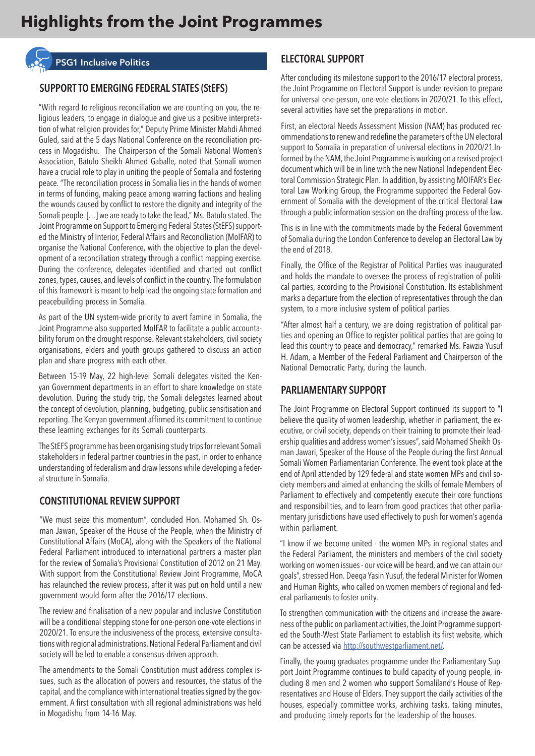# Highlights from the Joint Programmes

## PSG1 Inclusive Politics

### SUPPORT TO EMERGING FEDERAL STATES (StEFS)

"With regard to religious reconciliation we are counting on you, the religious leaders, to engage in dialogue and give us a positive interpretation of what religion provides for," Deputy Prime Minister Mahdi Ahmed Guled, said at the 5 days National Conference on the reconciliation process in Mogadishu. The Chairperson of the Somali National Women's Association, Batulo Sheikh Ahmed Gaballe, noted that Somali women have a crucial role to play in uniting the people of Somalia and fostering peace. "The reconciliation process in Somalia lies in the hands of women in terms of funding, making peace among warring factions and healing the wounds caused by conflict to restore the dignity and integrity of the Somali people. […] we are ready to take the lead," Ms. Batulo stated. The Joint Programme on Support to Emerging Federal States (StEFS) supported the Ministry of Interior, Federal Affairs and Reconciliation (MoIFAR) to organise the National Conference, with the objective to plan the development of a reconciliation strategy through a conflict mapping exercise. During the conference, delegates identified and charted out conflict zones, types, causes, and levels of conflict in the country. The formulation of this framework is meant to help lead the ongoing state formation and peacebuilding process in Somalia.

As part of the UN system-wide priority to avert famine in Somalia, the Joint Programme also supported MoIFAR to facilitate a public accountability forum on the drought response. Relevant stakeholders, civil society organisations, elders and youth groups gathered to discuss an action plan and share progress with each other.

Between 15-19 May, 22 high-level Somali delegates visited the Kenyan Government departments in an effort to share knowledge on state devolution. During the study trip, the Somali delegates learned about the concept of devolution, planning, budgeting, public sensitisation and reporting. The Kenyan government affirmed its commitment to continue these learning exchanges for its Somali counterparts.

The StEFS programme has been organising study trips for relevant Somali stakeholders in federal partner countries in the past, in order to enhance understanding of federalism and draw lessons while developing a federal structure in Somalia.

### CONSTITUTIONAL REVIEW SUPPORT

"We must seize this momentum", concluded Hon. Mohamed Sh. Osman Jawari, Speaker of the House of the People, when the Ministry of Constitutional Affairs (MoCA), along with the Speakers of the National Federal Parliament introduced to international partners a master plan for the review of Somalia's Provisional Constitution of 2012 on 21 May. With support from the Constitutional Review Joint Programme, MoCA has relaunched the review process, after it was put on hold until a new government would form after the 2016/17 elections.

The review and finalisation of a new popular and inclusive Constitution will be a conditional stepping stone for one-person one-vote elections in 2020/21. To ensure the inclusiveness of the process, extensive consultations with regional administrations, National Federal Parliament and civil society will be led to enable a consensus-driven approach.

The amendments to the Somali Constitution must address complex issues, such as the allocation of powers and resources, the status of the capital, and the compliance with international treaties signed by the government. A first consultation with all regional administrations was held in Mogadishu from 14-16 May.

### ELECTORAL SUPPORT

After concluding its milestone support to the 2016/17 electoral process, the Joint Programme on Electoral Support is under revision to prepare for universal one-person, one-vote elections in 2020/21. To this effect, several activities have set the preparations in motion.

First, an electoral Needs Assessment Mission (NAM) has produced recommendations to renew and redefine the parameters of the UN electoral support to Somalia in preparation of universal elections in 2020/21.Informed by the NAM, the Joint Programme is working on a revised project document which will be in line with the new National Independent Electoral Commission Strategic Plan. In addition, by assisting MOIFAR's Electoral Law Working Group, the Programme supported the Federal Government of Somalia with the development of the critical Electoral Law through a public information session on the drafting process of the law.

This is in line with the commitments made by the Federal Government of Somalia during the London Conference to develop an Electoral Law by the end of 2018.

Finally, the Office of the Registrar of Political Parties was inaugurated and holds the mandate to oversee the process of registration of political parties, according to the Provisional Constitution. Its establishment marks a departure from the election of representatives through the clan system, to a more inclusive system of political parties.

"After almost half a century, we are doing registration of political parties and opening an Office to register political parties that are going to lead this country to peace and democracy," remarked Ms. Fawzia Yusuf H. Adam, a Member of the Federal Parliament and Chairperson of the National Democratic Party, during the launch.

### PARLIAMENTARY SUPPORT

The Joint Programme on Electoral Support continued its support to "I believe the quality of women leadership, whether in parliament, the executive, or civil society, depends on their training to promote their leadership qualities and address women's issues", said Mohamed Sheikh Osman Jawari, Speaker of the House of the People during the first Annual Somali Women Parliamentarian Conference. The event took place at the end of April attended by 129 federal and state women MPs and civil society members and aimed at enhancing the skills of female Members of Parliament to effectively and competently execute their core functions and responsibilities, and to learn from good practices that other parliamentary jurisdictions have used effectively to push for women's agenda within parliament.

"I know if we become united - the women MPs in regional states and the Federal Parliament, the ministers and members of the civil society working on women issues - our voice will be heard, and we can attain our goals", stressed Hon. Deeqa Yasin Yusuf, the federal Minister for Women and Human Rights, who called on women members of regional and federal parliaments to foster unity.

To strengthen communication with the citizens and increase the awareness of the public on parliament activities, the Joint Programme supported the South-West State Parliament to establish its first website, which can be accessed via [http://southwestparliament.net/](http://southwestparliament.net/).

Finally, the young graduates programme under the Parliamentary Support Joint Programme continues to build capacity of young people, including 8 men and 2 women who support Somaliland's House of Representatives and House of Elders. They support the daily activities of the houses, especially committee works, archiving tasks, taking minutes, and producing timely reports for the leadership of the houses.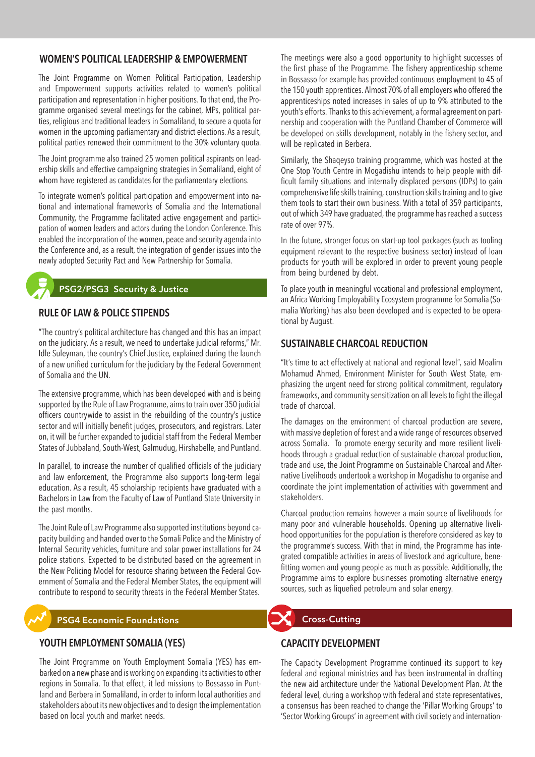## WOMEN'S POLITICAL LEADERSHIP & EMPOWERMENT

The Joint Programme on Women Political Participation, Leadership and Empowerment supports activities related to women's political participation and representation in higher positions. To that end, the Programme organised several meetings for the cabinet, MPs, political parties, religious and traditional leaders in Somaliland, to secure a quota for women in the upcoming parliamentary and district elections. As a result, political parties renewed their commitment to the 30% voluntary quota.

The Joint programme also trained 25 women political aspirants on leadership skills and effective campaigning strategies in Somaliland, eight of whom have registered as candidates for the parliamentary elections.

To integrate women's political participation and empowerment into national and international frameworks of Somalia and the International Community, the Programme facilitated active engagement and participation of women leaders and actors during the London Conference. This enabled the incorporation of the women, peace and security agenda into the Conference and, as a result, the integration of gender issues into the newly adopted Security Pact and New Partnership for Somalia.

# PSG2/PSG3 Security & Justice

## RULE OF LAW & POLICE STIPENDS

"The country's political architecture has changed and this has an impact on the judiciary. As a result, we need to undertake judicial reforms," Mr. Idle Suleyman, the country's Chief Justice, explained during the launch of a new unified curriculum for the judiciary by the Federal Government of Somalia and the UN.

The extensive programme, which has been developed with and is being supported by the Rule of Law Programme, aims to train over 350 judicial officers countrywide to assist in the rebuilding of the country's justice sector and will initially benefit judges, prosecutors, and registrars. Later on, it will be further expanded to judicial staff from the Federal Member States of Jubbaland, South-West, Galmudug, Hirshabelle, and Puntland.

In parallel, to increase the number of qualified officials of the judiciary and law enforcement, the Programme also supports long-term legal education. As a result, 45 scholarship recipients have graduated with a Bachelors in Law from the Faculty of Law of Puntland State University in the past months.

The Joint Rule of Law Programme also supported institutions beyond capacity building and handed over to the Somali Police and the Ministry of Internal Security vehicles, furniture and solar power installations for 24 police stations. Expected to be distributed based on the agreement in the New Policing Model for resource sharing between the Federal Government of Somalia and the Federal Member States, the equipment will contribute to respond to security threats in the Federal Member States.

# PSG4 Economic Foundations

## YOUTH EMPLOYMENT SOMALIA (YES)

The Joint Programme on Youth Employment Somalia (YES) has embarked on a new phase and is working on expanding its activities to other regions in Somalia. To that effect, it led missions to Bossasso in Puntland and Berbera in Somaliland, in order to inform local authorities and stakeholders about its new objectives and to design the implementation based on local youth and market needs.

The meetings were also a good opportunity to highlight successes of the first phase of the Programme. The fishery apprenticeship scheme in Bossasso for example has provided continuous employment to 45 of the 150 youth apprentices. Almost 70% of all employers who offered the apprenticeships noted increases in sales of up to 9% attributed to the youth's efforts. Thanks to this achievement, a formal agreement on partnership and cooperation with the Puntland Chamber of Commerce will be developed on skills development, notably in the fishery sector, and will be replicated in Berbera.

Similarly, the Shaqeyso training programme, which was hosted at the One Stop Youth Centre in Mogadishu intends to help people with difficult family situations and internally displaced persons (IDPs) to gain comprehensive life skills training, construction skills training and to give them tools to start their own business. With a total of 359 participants, out of which 349 have graduated, the programme has reached a success rate of over 97%.

In the future, stronger focus on start-up tool packages (such as tooling equipment relevant to the respective business sector) instead of loan products for youth will be explored in order to prevent young people from being burdened by debt.

To place youth in meaningful vocational and professional employment, an Africa Working Employability Ecosystem programme for Somalia (Somalia Working) has also been developed and is expected to be operational by August.

## SUSTAINABLE CHARCOAL REDUCTION

"It's time to act effectively at national and regional level", said Moalim Mohamud Ahmed, Environment Minister for South West State, emphasizing the urgent need for strong political commitment, regulatory frameworks, and community sensitization on all levels to fight the illegal trade of charcoal.

The damages on the environment of charcoal production are severe, with massive depletion of forest and a wide range of resources observed across Somalia. To promote energy security and more resilient livelihoods through a gradual reduction of sustainable charcoal production, trade and use, the Joint Programme on Sustainable Charcoal and Alternative Livelihoods undertook a workshop in Mogadishu to organise and coordinate the joint implementation of activities with government and stakeholders.

Charcoal production remains however a main source of livelihoods for many poor and vulnerable households. Opening up alternative livelihood opportunities for the population is therefore considered as key to the programme's success. With that in mind, the Programme has integrated compatible activities in areas of livestock and agriculture, benefitting women and young people as much as possible. Additionally, the Programme aims to explore businesses promoting alternative energy sources, such as liquefied petroleum and solar energy.

# Cross-Cutting

## CAPACITY DEVELOPMENT

The Capacity Development Programme continued its support to key federal and regional ministries and has been instrumental in drafting the new aid architecture under the National Development Plan. At the federal level, during a workshop with federal and state representatives, a consensus has been reached to change the 'Pillar Working Groups' to 'Sector Working Groups' in agreement with civil society and internation-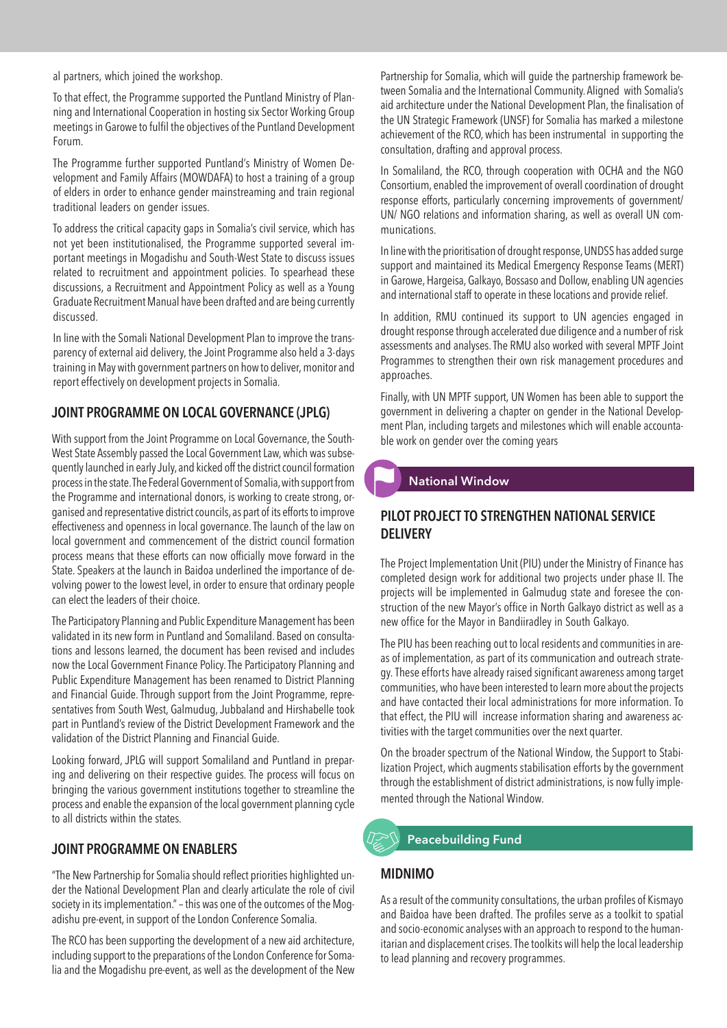al partners, which joined the workshop.

To that effect, the Programme supported the Puntland Ministry of Planning and International Cooperation in hosting six Sector Working Group meetings in Garowe to fulfil the objectives of the Puntland Development Forum.

The Programme further supported Puntland's Ministry of Women Development and Family Affairs (MOWDAFA) to host a training of a group of elders in order to enhance gender mainstreaming and train regional traditional leaders on gender issues.

To address the critical capacity gaps in Somalia's civil service, which has not yet been institutionalised, the Programme supported several important meetings in Mogadishu and South-West State to discuss issues related to recruitment and appointment policies. To spearhead these discussions, a Recruitment and Appointment Policy as well as a Young Graduate Recruitment Manual have been drafted and are being currently discussed.

In line with the Somali National Development Plan to improve the transparency of external aid delivery, the Joint Programme also held a 3-days training in May with government partners on how to deliver, monitor and report effectively on development projects in Somalia.

## JOINT PROGRAMME ON LOCAL GOVERNANCE (JPLG)

With support from the Joint Programme on Local Governance, the South-West State Assembly passed the Local Government Law, which was subsequently launched in early July, and kicked off the district council formation process in the state. The Federal Government of Somalia, with support from the Programme and international donors, is working to create strong, organised and representative district councils, as part of its efforts to improve effectiveness and openness in local governance. The launch of the law on local government and commencement of the district council formation process means that these efforts can now officially move forward in the State. Speakers at the launch in Baidoa underlined the importance of devolving power to the lowest level, in order to ensure that ordinary people can elect the leaders of their choice.

The Participatory Planning and Public Expenditure Management has been validated in its new form in Puntland and Somaliland. Based on consultations and lessons learned, the document has been revised and includes now the Local Government Finance Policy. The Participatory Planning and Public Expenditure Management has been renamed to District Planning and Financial Guide. Through support from the Joint Programme, representatives from South West, Galmudug, Jubbaland and Hirshabelle took part in Puntland's review of the District Development Framework and the validation of the District Planning and Financial Guide.

Looking forward, JPLG will support Somaliland and Puntland in preparing and delivering on their respective guides. The process will focus on bringing the various government institutions together to streamline the process and enable the expansion of the local government planning cycle to all districts within the states.

## JOINT PROGRAMME ON ENABLERS

"The New Partnership for Somalia should reflect priorities highlighted under the National Development Plan and clearly articulate the role of civil society in its implementation." – this was one of the outcomes of the Mogadishu pre-event, in support of the London Conference Somalia.

The RCO has been supporting the development of a new aid architecture, including support to the preparations of the London Conference for Somalia and the Mogadishu pre-event, as well as the development of the New Partnership for Somalia, which will guide the partnership framework between Somalia and the International Community. Aligned with Somalia's aid architecture under the National Development Plan, the finalisation of the UN Strategic Framework (UNSF) for Somalia has marked a milestone achievement of the RCO, which has been instrumental in supporting the consultation, drafting and approval process.

In Somaliland, the RCO, through cooperation with OCHA and the NGO Consortium, enabled the improvement of overall coordination of drought response efforts, particularly concerning improvements of government/ UN/ NGO relations and information sharing, as well as overall UN communications.

In line with the prioritisation of drought response, UNDSS has added surge support and maintained its Medical Emergency Response Teams (MERT) in Garowe, Hargeisa, Galkayo, Bossaso and Dollow, enabling UN agencies and international staff to operate in these locations and provide relief.

In addition, RMU continued its support to UN agencies engaged in drought response through accelerated due diligence and a number of risk assessments and analyses. The RMU also worked with several MPTF Joint Programmes to strengthen their own risk management procedures and approaches.

Finally, with UN MPTF support, UN Women has been able to support the government in delivering a chapter on gender in the National Development Plan, including targets and milestones which will enable accountable work on gender over the coming years

# National Window

## PILOT PROJECT TO STRENGTHEN NATIONAL SERVICE DELIVERY

The Project Implementation Unit (PIU) under the Ministry of Finance has completed design work for additional two projects under phase II. The projects will be implemented in Galmudug state and foresee the construction of the new Mayor's office in North Galkayo district as well as a new office for the Mayor in Bandiiradley in South Galkayo.

The PIU has been reaching out to local residents and communities in areas of implementation, as part of its communication and outreach strategy. These efforts have already raised significant awareness among target communities, who have been interested to learn more about the projects and have contacted their local administrations for more information. To that effect, the PIU will increase information sharing and awareness activities with the target communities over the next quarter.

On the broader spectrum of the National Window, the Support to Stabilization Project, which augments stabilisation efforts by the government through the establishment of district administrations, is now fully implemented through the National Window.

# Peacebuilding Fund

## MIDNIMO

As a result of the community consultations, the urban profiles of Kismayo and Baidoa have been drafted. The profiles serve as a toolkit to spatial and socio-economic analyses with an approach to respond to the humanitarian and displacement crises. The toolkits will help the local leadership to lead planning and recovery programmes.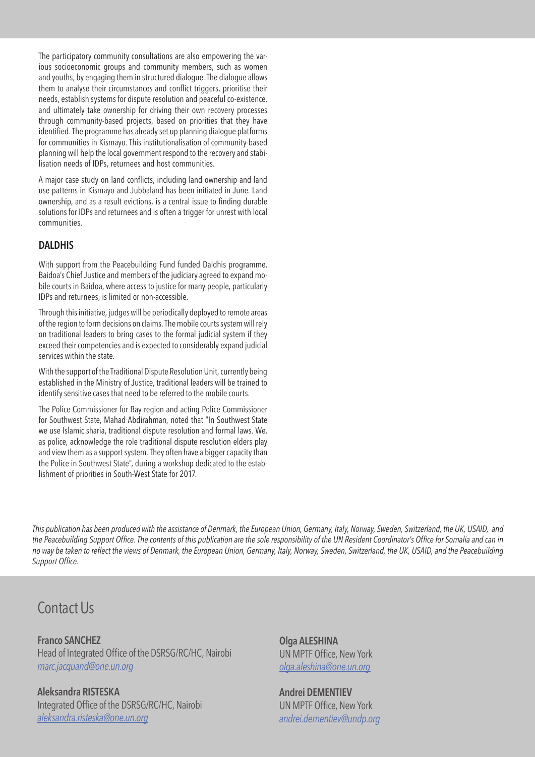The participatory community consultations are also empowering the various socioeconomic groups and community members, such as women and youths, by engaging them in structured dialogue. The dialogue allows them to analyse their circumstances and conflict triggers, prioritise their needs, establish systems for dispute resolution and peaceful co-existence, and ultimately take ownership for driving their own recovery processes through community-based projects, based on priorities that they have identified. The programme has already set up planning dialogue platforms for communities in Kismayo. This institutionalisation of community-based planning will help the local government respond to the recovery and stabilisation needs of IDPs, returnees and host communities.

A major case study on land conflicts, including land ownership and land use patterns in Kismayo and Jubbaland has been initiated in June. Land ownership, and as a result evictions, is a central issue to finding durable solutions for IDPs and returnees and is often a trigger for unrest with local communities.

### DALDHIS

With support from the Peacebuilding Fund funded Daldhis programme, Baidoa's Chief Justice and members of the judiciary agreed to expand mobile courts in Baidoa, where access to justice for many people, particularly IDPs and returnees, is limited or non-accessible.

Through this initiative, judges will be periodically deployed to remote areas of the region to form decisions on claims. The mobile courts system will rely on traditional leaders to bring cases to the formal judicial system if they exceed their competencies and is expected to considerably expand judicial services within the state.

With the support of the Traditional Dispute Resolution Unit, currently being established in the Ministry of Justice, traditional leaders will be trained to identify sensitive cases that need to be referred to the mobile courts.

The Police Commissioner for Bay region and acting Police Commissioner for Southwest State, Mahad Abdirahman, noted that "In Southwest State we use Islamic sharia, traditional dispute resolution and formal laws. We, as police, acknowledge the role traditional dispute resolution elders play and view them as a support system. They often have a bigger capacity than the Police in Southwest State", during a workshop dedicated to the establishment of priorities in South-West State for 2017.

*This publication has been produced with the assistance of Denmark, the European Union, Germany, Italy, Norway, Sweden, Switzerland, the UK, USAID, and the Peacebuilding Support Office. The contents of this publication are the sole responsibility of the UN Resident Coordinator's Office for Somalia and can in no way be taken to reflect the views of Denmark, the European Union, Germany, Italy, Norway, Sweden, Switzerland, the UK, USAID, and the Peacebuilding Support Office.*

## Contact Us

**Franco SANCHEZ**
Head of Integrated Office of the DSRSG/RC/HC, Nairobi
*marc.jacquand@one.un.org*

**Aleksandra RISTESKA**
Integrated Office of the DSRSG/RC/HC, Nairobi
*aleksandra.risteska@one.un.org*

**Olga ALESHINA**
UN MPTF Office, New York
*olga.aleshina@one.un.org*

**Andrei DEMENTIEV**
UN MPTF Office, New York
*andrei.dementiev@undp.org*